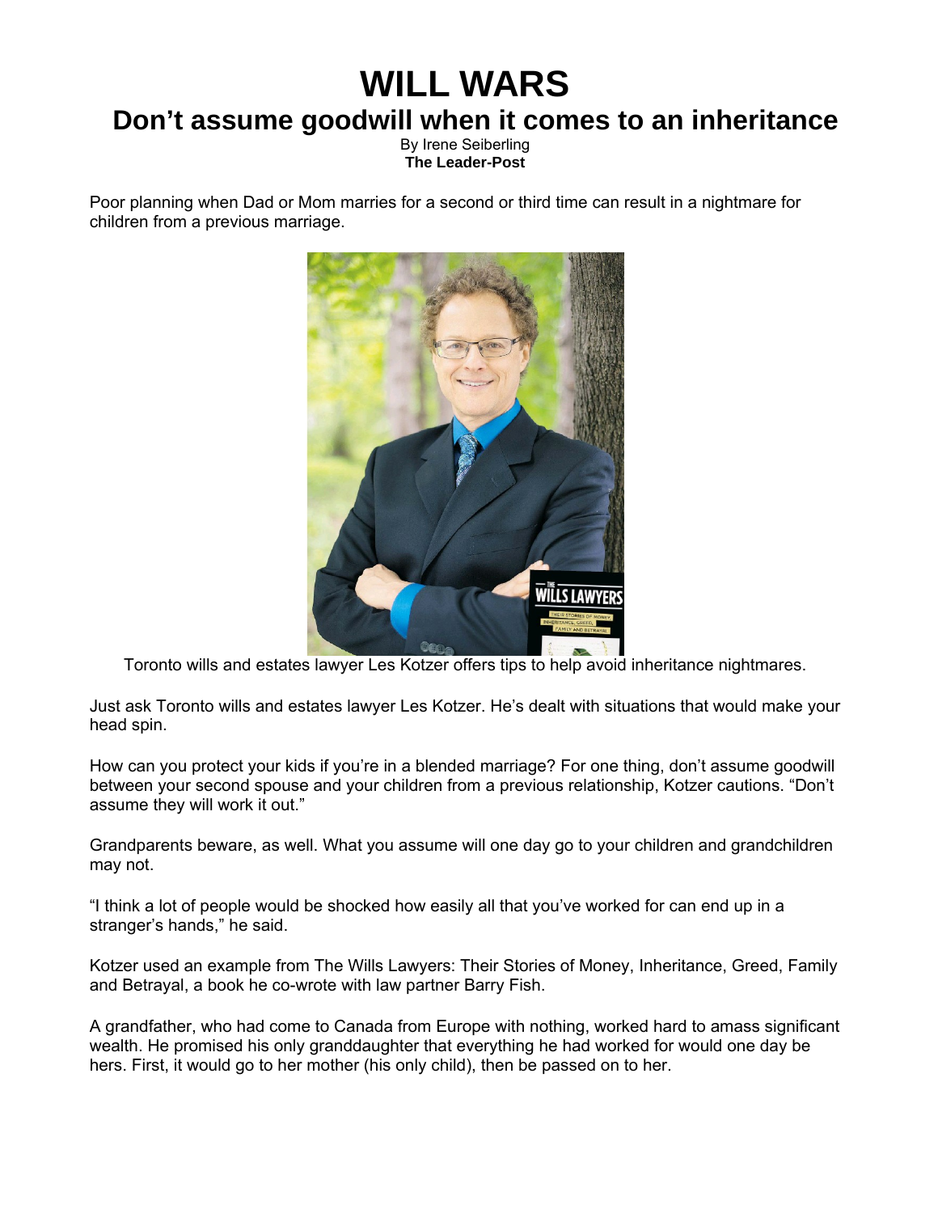# WILL WARS

## Don't assume goodwill when it comes to an inheritance

By Irene Seiberling
**The Leader-Post**

Poor planning when Dad or Mom marries for a second or third time can result in a nightmare for children from a previous marriage.

Toronto wills and estates lawyer Les Kotzer offers tips to help avoid inheritance nightmares.

Just ask Toronto wills and estates lawyer Les Kotzer. He's dealt with situations that would make your head spin.

How can you protect your kids if you're in a blended marriage? For one thing, don't assume goodwill between your second spouse and your children from a previous relationship, Kotzer cautions. "Don't assume they will work it out."

Grandparents beware, as well. What you assume will one day go to your children and grandchildren may not.

"I think a lot of people would be shocked how easily all that you've worked for can end up in a stranger's hands," he said.

Kotzer used an example from The Wills Lawyers: Their Stories of Money, Inheritance, Greed, Family and Betrayal, a book he co-wrote with law partner Barry Fish.

A grandfather, who had come to Canada from Europe with nothing, worked hard to amass significant wealth. He promised his only granddaughter that everything he had worked for would one day be hers. First, it would go to her mother (his only child), then be passed on to her.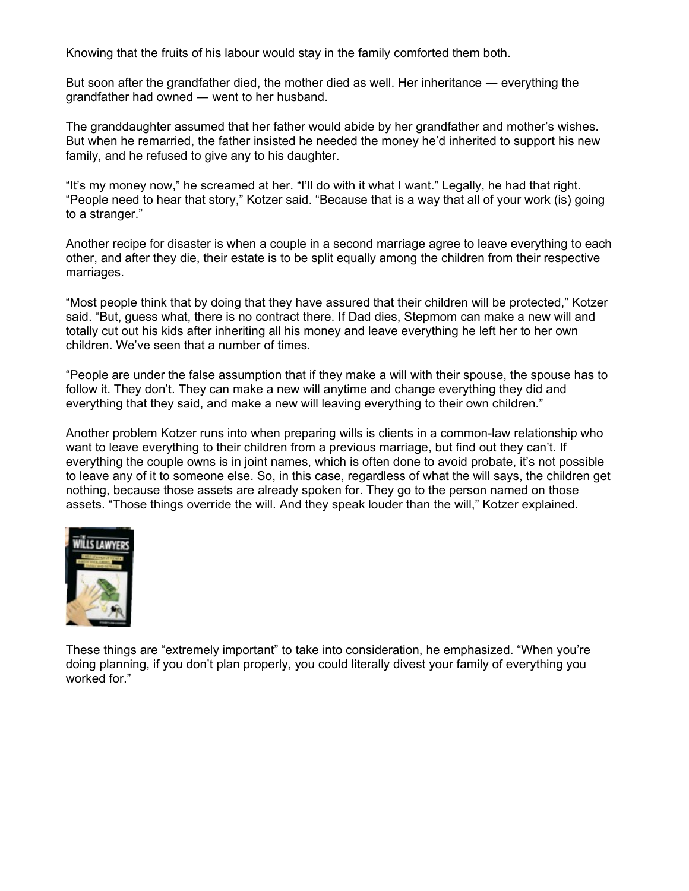Knowing that the fruits of his labour would stay in the family comforted them both.

But soon after the grandfather died, the mother died as well. Her inheritance — everything the grandfather had owned — went to her husband.

The granddaughter assumed that her father would abide by her grandfather and mother's wishes. But when he remarried, the father insisted he needed the money he'd inherited to support his new family, and he refused to give any to his daughter.

"It's my money now," he screamed at her. "I'll do with it what I want." Legally, he had that right. "People need to hear that story," Kotzer said. "Because that is a way that all of your work (is) going to a stranger."

Another recipe for disaster is when a couple in a second marriage agree to leave everything to each other, and after they die, their estate is to be split equally among the children from their respective marriages.

"Most people think that by doing that they have assured that their children will be protected," Kotzer said. "But, guess what, there is no contract there. If Dad dies, Stepmom can make a new will and totally cut out his kids after inheriting all his money and leave everything he left her to her own children. We've seen that a number of times.

"People are under the false assumption that if they make a will with their spouse, the spouse has to follow it. They don't. They can make a new will anytime and change everything they did and everything that they said, and make a new will leaving everything to their own children."

Another problem Kotzer runs into when preparing wills is clients in a common-law relationship who want to leave everything to their children from a previous marriage, but find out they can't. If everything the couple owns is in joint names, which is often done to avoid probate, it's not possible to leave any of it to someone else. So, in this case, regardless of what the will says, the children get nothing, because those assets are already spoken for. They go to the person named on those assets. "Those things override the will. And they speak louder than the will," Kotzer explained.

These things are "extremely important" to take into consideration, he emphasized. "When you're doing planning, if you don't plan properly, you could literally divest your family of everything you worked for."